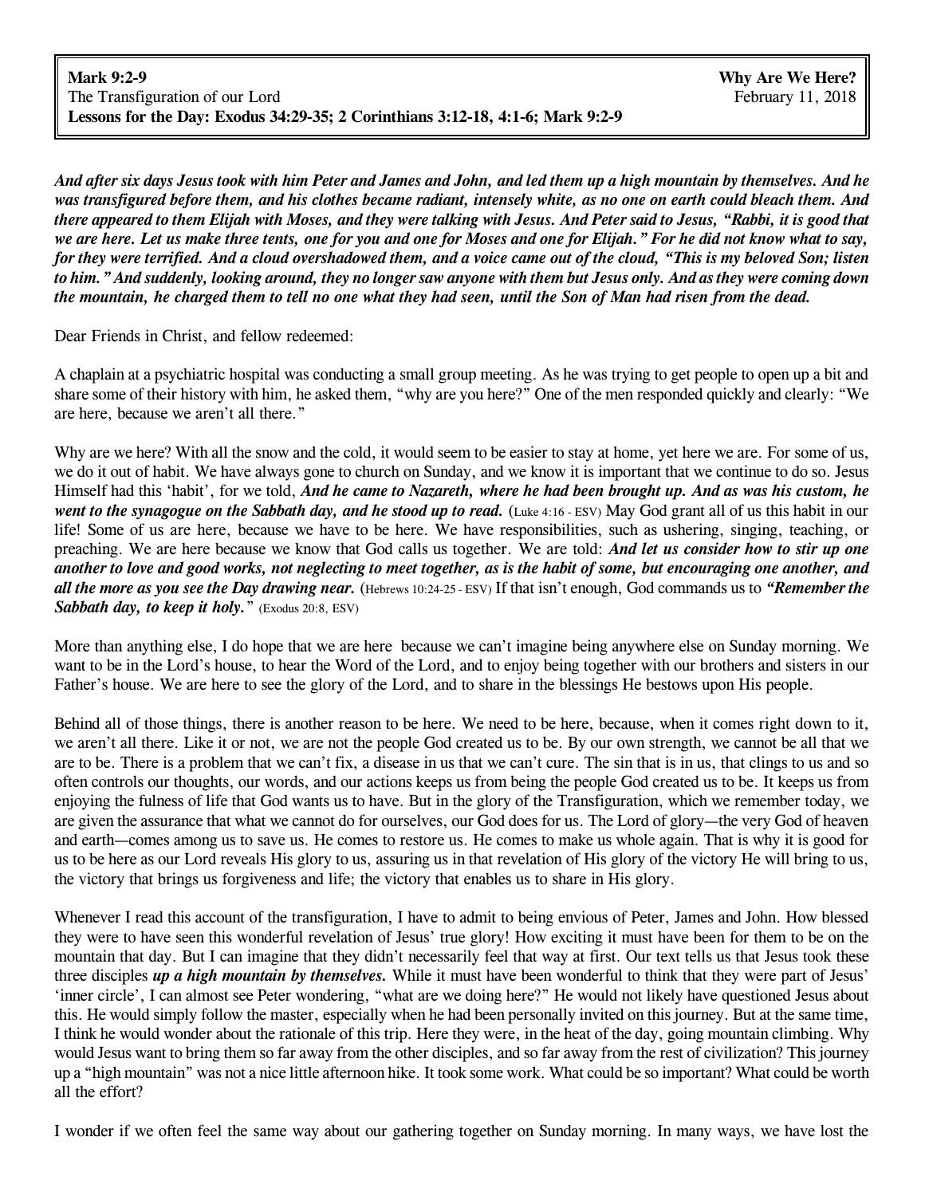**Mark 9:2-9** **Why Are We Here?**
The Transfiguration of our Lord February 11, 2018
**Lessons for the Day: Exodus 34:29-35; 2 Corinthians 3:12-18, 4:1-6; Mark 9:2-9**

***And after six days Jesus took with him Peter and James and John, and led them up a high mountain by themselves. And he was transfigured before them, and his clothes became radiant, intensely white, as no one on earth could bleach them. And there appeared to them Elijah with Moses, and they were talking with Jesus. And Peter said to Jesus, "Rabbi, it is good that we are here. Let us make three tents, one for you and one for Moses and one for Elijah." For he did not know what to say, for they were terrified. And a cloud overshadowed them, and a voice came out of the cloud, "This is my beloved Son; listen to him." And suddenly, looking around, they no longer saw anyone with them but Jesus only. And as they were coming down the mountain, he charged them to tell no one what they had seen, until the Son of Man had risen from the dead.***

Dear Friends in Christ, and fellow redeemed:

A chaplain at a psychiatric hospital was conducting a small group meeting. As he was trying to get people to open up a bit and share some of their history with him, he asked them, "why are you here?" One of the men responded quickly and clearly: "We are here, because we aren't all there."

Why are we here? With all the snow and the cold, it would seem to be easier to stay at home, yet here we are. For some of us, we do it out of habit. We have always gone to church on Sunday, and we know it is important that we continue to do so. Jesus Himself had this 'habit', for we told, ***And he came to Nazareth, where he had been brought up. And as was his custom, he went to the synagogue on the Sabbath day, and he stood up to read.*** (Luke 4:16 - ESV) May God grant all of us this habit in our life! Some of us are here, because we have to be here. We have responsibilities, such as ushering, singing, teaching, or preaching. We are here because we know that God calls us together. We are told: ***And let us consider how to stir up one another to love and good works, not neglecting to meet together, as is the habit of some, but encouraging one another, and all the more as you see the Day drawing near.*** (Hebrews 10:24-25 - ESV) If that isn't enough, God commands us to ***"Remember the Sabbath day, to keep it holy."*** (Exodus 20:8, ESV)

More than anything else, I do hope that we are here because we can't imagine being anywhere else on Sunday morning. We want to be in the Lord's house, to hear the Word of the Lord, and to enjoy being together with our brothers and sisters in our Father's house. We are here to see the glory of the Lord, and to share in the blessings He bestows upon His people.

Behind all of those things, there is another reason to be here. We need to be here, because, when it comes right down to it, we aren't all there. Like it or not, we are not the people God created us to be. By our own strength, we cannot be all that we are to be. There is a problem that we can't fix, a disease in us that we can't cure. The sin that is in us, that clings to us and so often controls our thoughts, our words, and our actions keeps us from being the people God created us to be. It keeps us from enjoying the fulness of life that God wants us to have. But in the glory of the Transfiguration, which we remember today, we are given the assurance that what we cannot do for ourselves, our God does for us. The Lord of glory—the very God of heaven and earth—comes among us to save us. He comes to restore us. He comes to make us whole again. That is why it is good for us to be here as our Lord reveals His glory to us, assuring us in that revelation of His glory of the victory He will bring to us, the victory that brings us forgiveness and life; the victory that enables us to share in His glory.

Whenever I read this account of the transfiguration, I have to admit to being envious of Peter, James and John. How blessed they were to have seen this wonderful revelation of Jesus' true glory! How exciting it must have been for them to be on the mountain that day. But I can imagine that they didn't necessarily feel that way at first. Our text tells us that Jesus took these three disciples ***up a high mountain by themselves.*** While it must have been wonderful to think that they were part of Jesus' 'inner circle', I can almost see Peter wondering, "what are we doing here?" He would not likely have questioned Jesus about this. He would simply follow the master, especially when he had been personally invited on this journey. But at the same time, I think he would wonder about the rationale of this trip. Here they were, in the heat of the day, going mountain climbing. Why would Jesus want to bring them so far away from the other disciples, and so far away from the rest of civilization? This journey up a "high mountain" was not a nice little afternoon hike. It took some work. What could be so important? What could be worth all the effort?

I wonder if we often feel the same way about our gathering together on Sunday morning. In many ways, we have lost the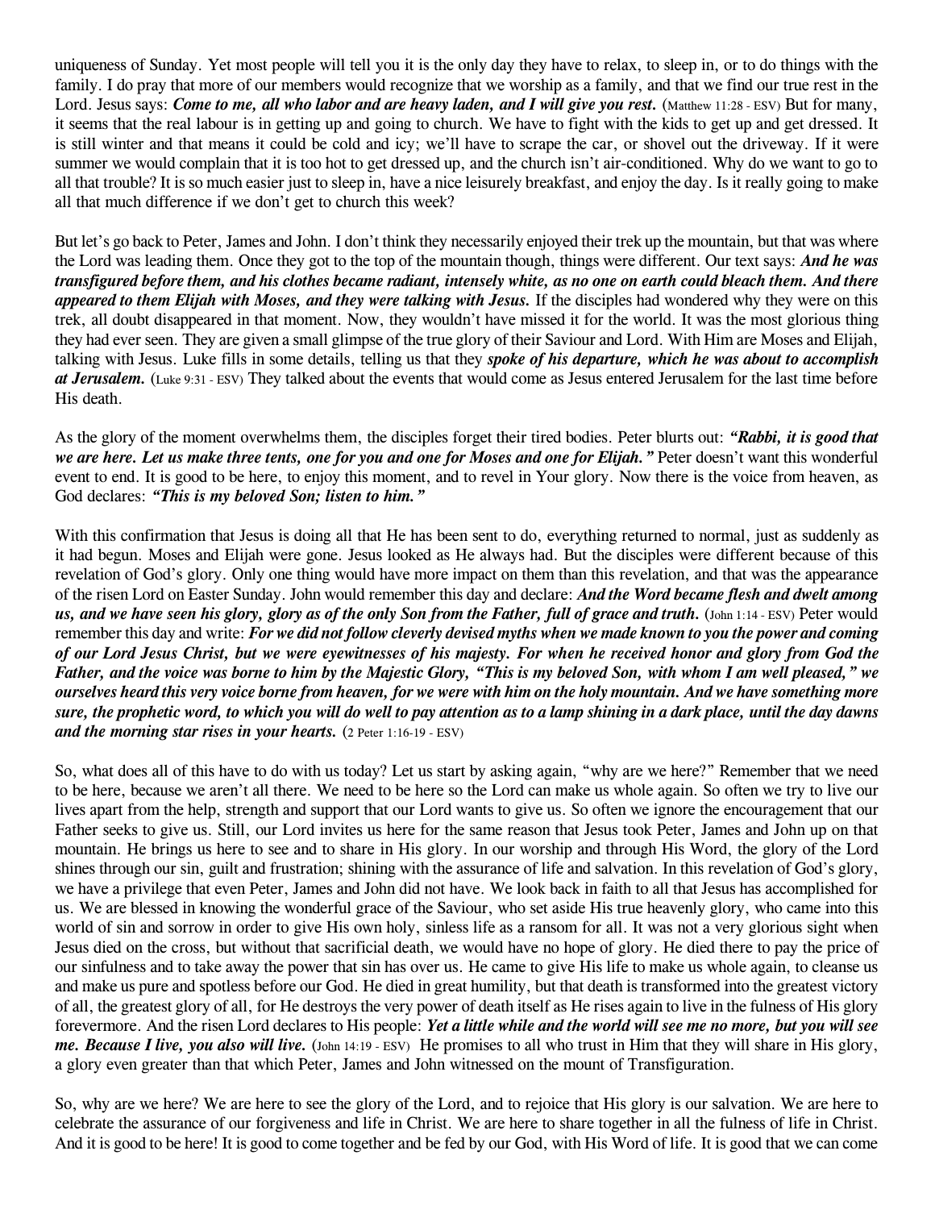uniqueness of Sunday. Yet most people will tell you it is the only day they have to relax, to sleep in, or to do things with the family. I do pray that more of our members would recognize that we worship as a family, and that we find our true rest in the Lord. Jesus says: ***Come to me, all who labor and are heavy laden, and I will give you rest.*** (Matthew 11:28 - ESV) But for many, it seems that the real labour is in getting up and going to church. We have to fight with the kids to get up and get dressed. It is still winter and that means it could be cold and icy; we'll have to scrape the car, or shovel out the driveway. If it were summer we would complain that it is too hot to get dressed up, and the church isn't air-conditioned. Why do we want to go to all that trouble? It is so much easier just to sleep in, have a nice leisurely breakfast, and enjoy the day. Is it really going to make all that much difference if we don't get to church this week?

But let's go back to Peter, James and John. I don't think they necessarily enjoyed their trek up the mountain, but that was where the Lord was leading them. Once they got to the top of the mountain though, things were different. Our text says: ***And he was transfigured before them, and his clothes became radiant, intensely white, as no one on earth could bleach them. And there appeared to them Elijah with Moses, and they were talking with Jesus.*** If the disciples had wondered why they were on this trek, all doubt disappeared in that moment. Now, they wouldn't have missed it for the world. It was the most glorious thing they had ever seen. They are given a small glimpse of the true glory of their Saviour and Lord. With Him are Moses and Elijah, talking with Jesus. Luke fills in some details, telling us that they ***spoke of his departure, which he was about to accomplish at Jerusalem.*** (Luke 9:31 - ESV) They talked about the events that would come as Jesus entered Jerusalem for the last time before His death.

As the glory of the moment overwhelms them, the disciples forget their tired bodies. Peter blurts out: ***"Rabbi, it is good that we are here. Let us make three tents, one for you and one for Moses and one for Elijah."*** Peter doesn't want this wonderful event to end. It is good to be here, to enjoy this moment, and to revel in Your glory. Now there is the voice from heaven, as God declares: ***"This is my beloved Son; listen to him."***

With this confirmation that Jesus is doing all that He has been sent to do, everything returned to normal, just as suddenly as it had begun. Moses and Elijah were gone. Jesus looked as He always had. But the disciples were different because of this revelation of God's glory. Only one thing would have more impact on them than this revelation, and that was the appearance of the risen Lord on Easter Sunday. John would remember this day and declare: ***And the Word became flesh and dwelt among us, and we have seen his glory, glory as of the only Son from the Father, full of grace and truth.*** (John 1:14 - ESV) Peter would remember this day and write: ***For we did not follow cleverly devised myths when we made known to you the power and coming of our Lord Jesus Christ, but we were eyewitnesses of his majesty. For when he received honor and glory from God the Father, and the voice was borne to him by the Majestic Glory, "This is my beloved Son, with whom I am well pleased," we ourselves heard this very voice borne from heaven, for we were with him on the holy mountain. And we have something more sure, the prophetic word, to which you will do well to pay attention as to a lamp shining in a dark place, until the day dawns and the morning star rises in your hearts.*** (2 Peter 1:16-19 - ESV)

So, what does all of this have to do with us today? Let us start by asking again, "why are we here?" Remember that we need to be here, because we aren't all there. We need to be here so the Lord can make us whole again. So often we try to live our lives apart from the help, strength and support that our Lord wants to give us. So often we ignore the encouragement that our Father seeks to give us. Still, our Lord invites us here for the same reason that Jesus took Peter, James and John up on that mountain. He brings us here to see and to share in His glory. In our worship and through His Word, the glory of the Lord shines through our sin, guilt and frustration; shining with the assurance of life and salvation. In this revelation of God's glory, we have a privilege that even Peter, James and John did not have. We look back in faith to all that Jesus has accomplished for us. We are blessed in knowing the wonderful grace of the Saviour, who set aside His true heavenly glory, who came into this world of sin and sorrow in order to give His own holy, sinless life as a ransom for all. It was not a very glorious sight when Jesus died on the cross, but without that sacrificial death, we would have no hope of glory. He died there to pay the price of our sinfulness and to take away the power that sin has over us. He came to give His life to make us whole again, to cleanse us and make us pure and spotless before our God. He died in great humility, but that death is transformed into the greatest victory of all, the greatest glory of all, for He destroys the very power of death itself as He rises again to live in the fulness of His glory forevermore. And the risen Lord declares to His people: ***Yet a little while and the world will see me no more, but you will see me. Because I live, you also will live.*** (John 14:19 - ESV) He promises to all who trust in Him that they will share in His glory, a glory even greater than that which Peter, James and John witnessed on the mount of Transfiguration.

So, why are we here? We are here to see the glory of the Lord, and to rejoice that His glory is our salvation. We are here to celebrate the assurance of our forgiveness and life in Christ. We are here to share together in all the fulness of life in Christ. And it is good to be here! It is good to come together and be fed by our God, with His Word of life. It is good that we can come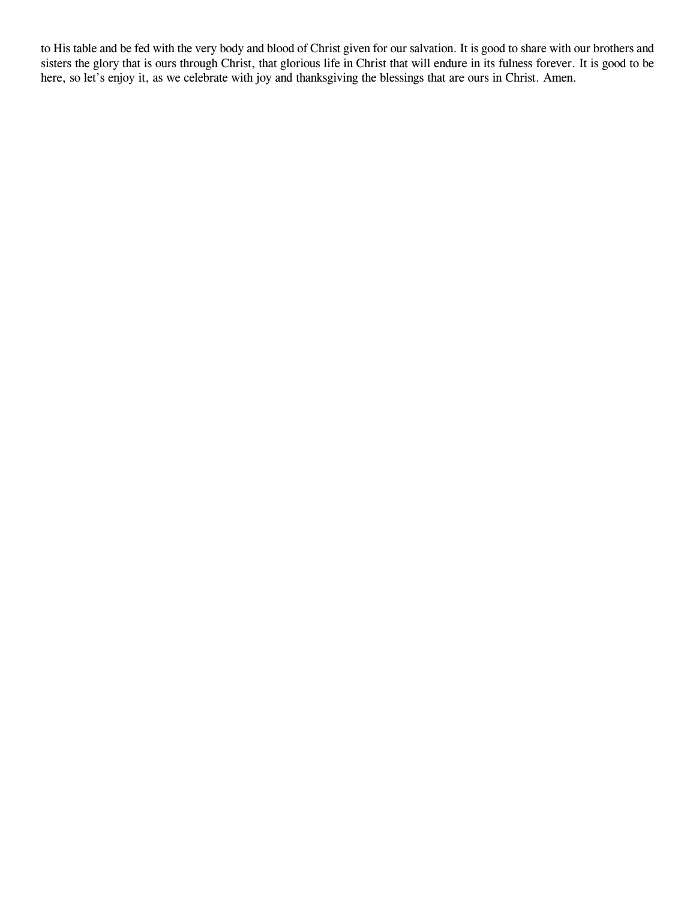to His table and be fed with the very body and blood of Christ given for our salvation. It is good to share with our brothers and sisters the glory that is ours through Christ, that glorious life in Christ that will endure in its fulness forever. It is good to be here, so let's enjoy it, as we celebrate with joy and thanksgiving the blessings that are ours in Christ. Amen.